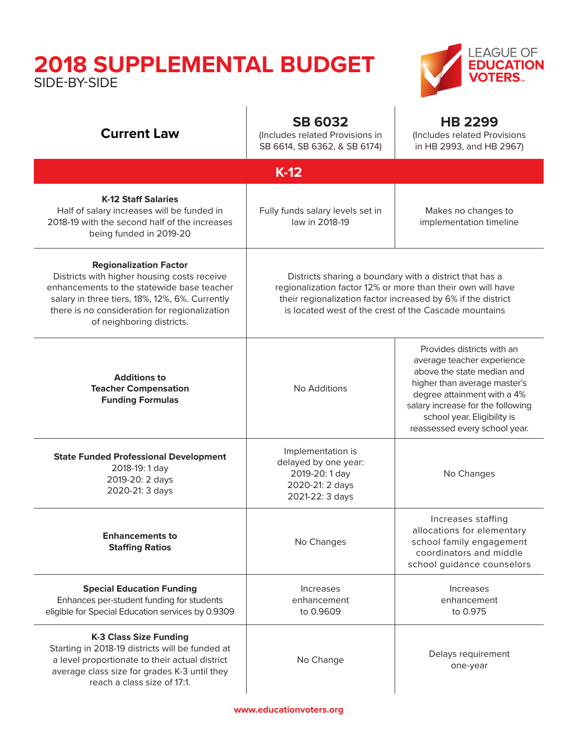# 2018 SUPPLEMENTAL BUDGET

SIDE-BY-SIDE

LEAGUE OF **EDUCATION VOTERS**

| Current Law | SB 6032 (Includes related Provisions in SB 6614, SB 6362, & SB 6174) | HB 2299 (Includes related Provisions in HB 2993, and HB 2967) |
|---|---|---|
| **K-12** | | |
| **K-12 Staff Salaries** Half of salary increases will be funded in 2018-19 with the second half of the increases being funded in 2019-20 | Fully funds salary levels set in law in 2018-19 | Makes no changes to implementation timeline |
| **Regionalization Factor** Districts with higher housing costs receive enhancements to the statewide base teacher salary in three tiers, 18%, 12%, 6%. Currently there is no consideration for regionalization of neighboring districts. | Districts sharing a boundary with a district that has a regionalization factor 12% or more than their own will have their regionalization factor increased by 6% if the district is located west of the crest of the Cascade mountains | |
| **Additions to Teacher Compensation Funding Formulas** | No Additions | Provides districts with an average teacher experience above the state median and higher than average master's degree attainment with a 4% salary increase for the following school year. Eligibility is reassessed every school year. |
| **State Funded Professional Development** 2018-19: 1 day 2019-20: 2 days 2020-21: 3 days | Implementation is delayed by one year: 2019-20: 1 day 2020-21: 2 days 2021-22: 3 days | No Changes |
| **Enhancements to Staffing Ratios** | No Changes | Increases staffing allocations for elementary school family engagement coordinators and middle school guidance counselors |
| **Special Education Funding** Enhances per-student funding for students eligible for Special Education services by 0.9309 | Increases enhancement to 0.9609 | Increases enhancement to 0.975 |
| **K-3 Class Size Funding** Starting in 2018-19 districts will be funded at a level proportionate to their actual district average class size for grades K-3 until they reach a class size of 17:1. | No Change | Delays requirement one-year |

www.educationvoters.org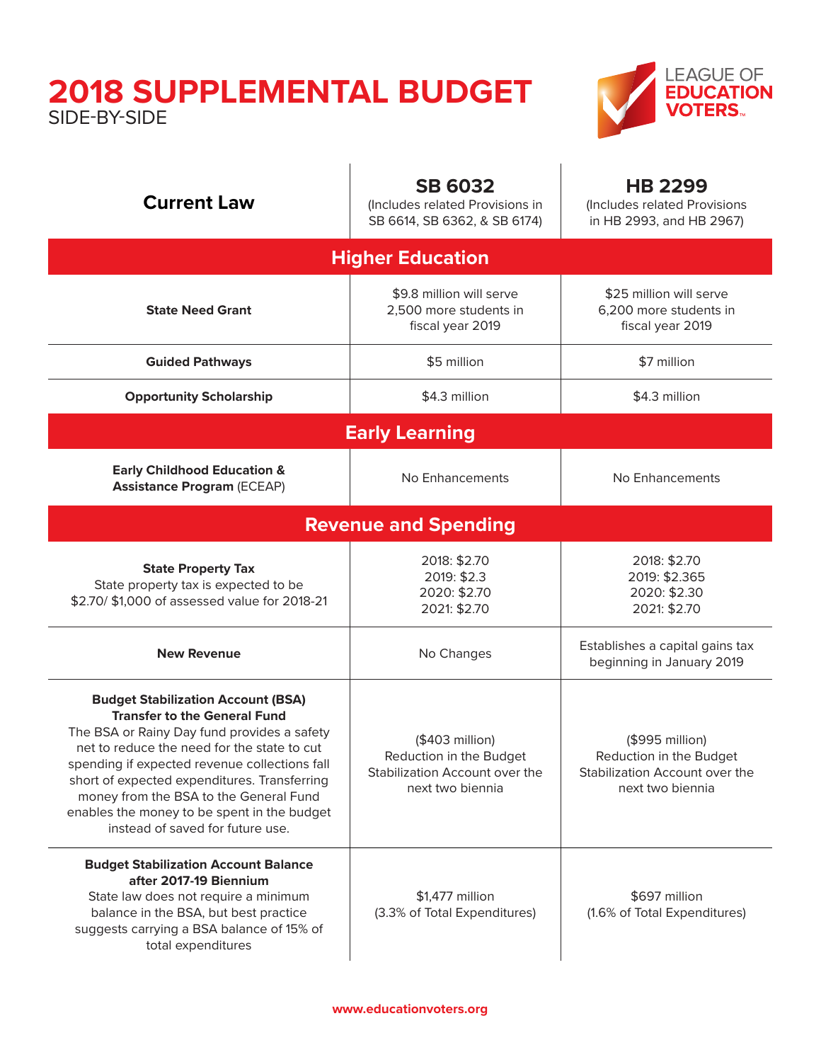# 2018 SUPPLEMENTAL BUDGET

SIDE-BY-SIDE

LEAGUE OF EDUCATION VOTERS

| Current Law | SB 6032 (Includes related Provisions in SB 6614, SB 6362, & SB 6174) | HB 2299 (Includes related Provisions in HB 2993, and HB 2967) |
|---|---|---|
| **Higher Education** | | |
| **State Need Grant** | $9.8 million will serve 2,500 more students in fiscal year 2019 | $25 million will serve 6,200 more students in fiscal year 2019 |
| **Guided Pathways** | $5 million | $7 million |
| **Opportunity Scholarship** | $4.3 million | $4.3 million |
| **Early Learning** | | |
| **Early Childhood Education & Assistance Program** (ECEAP) | No Enhancements | No Enhancements |
| **Revenue and Spending** | | |
| **State Property Tax** State property tax is expected to be $2.70/ $1,000 of assessed value for 2018-21 | 2018: $2.70<br>2019: $2.3<br>2020: $2.70<br>2021: $2.70 | 2018: $2.70<br>2019: $2.365<br>2020: $2.30<br>2021: $2.70 |
| **New Revenue** | No Changes | Establishes a capital gains tax beginning in January 2019 |
| **Budget Stabilization Account (BSA) Transfer to the General Fund** The BSA or Rainy Day fund provides a safety net to reduce the need for the state to cut spending if expected revenue collections fall short of expected expenditures. Transferring money from the BSA to the General Fund enables the money to be spent in the budget instead of saved for future use. | ($403 million) Reduction in the Budget Stabilization Account over the next two biennia | ($995 million) Reduction in the Budget Stabilization Account over the next two biennia |
| **Budget Stabilization Account Balance after 2017-19 Biennium** State law does not require a minimum balance in the BSA, but best practice suggests carrying a BSA balance of 15% of total expenditures | $1,477 million (3.3% of Total Expenditures) | $697 million (1.6% of Total Expenditures) |

www.educationvoters.org